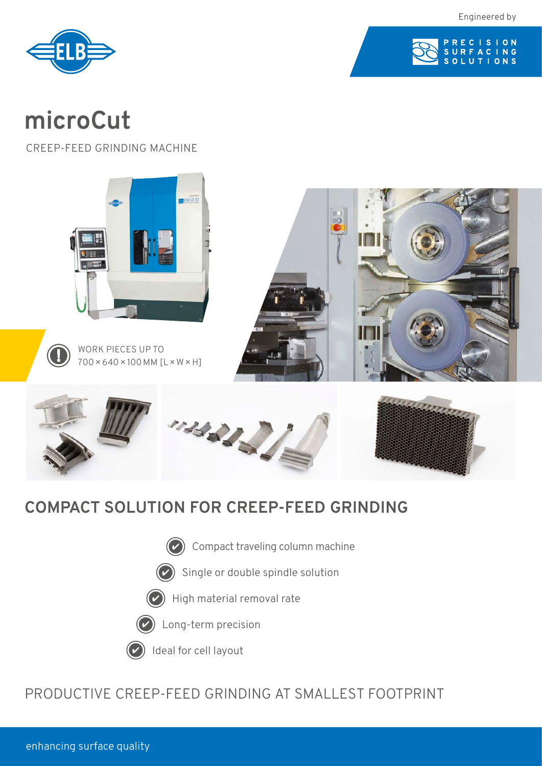Engineered by PRECISION SURFACING SOLUTIONS

# microCut

CREEP-FEED GRINDING MACHINE

WORK PIECES UP TO
700 × 640 × 100 MM [L × W × H]

## COMPACT SOLUTION FOR CREEP-FEED GRINDING

- Compact traveling column machine
- Single or double spindle solution
- High material removal rate
- Long-term precision
- Ideal for cell layout

PRODUCTIVE CREEP-FEED GRINDING AT SMALLEST FOOTPRINT

enhancing surface quality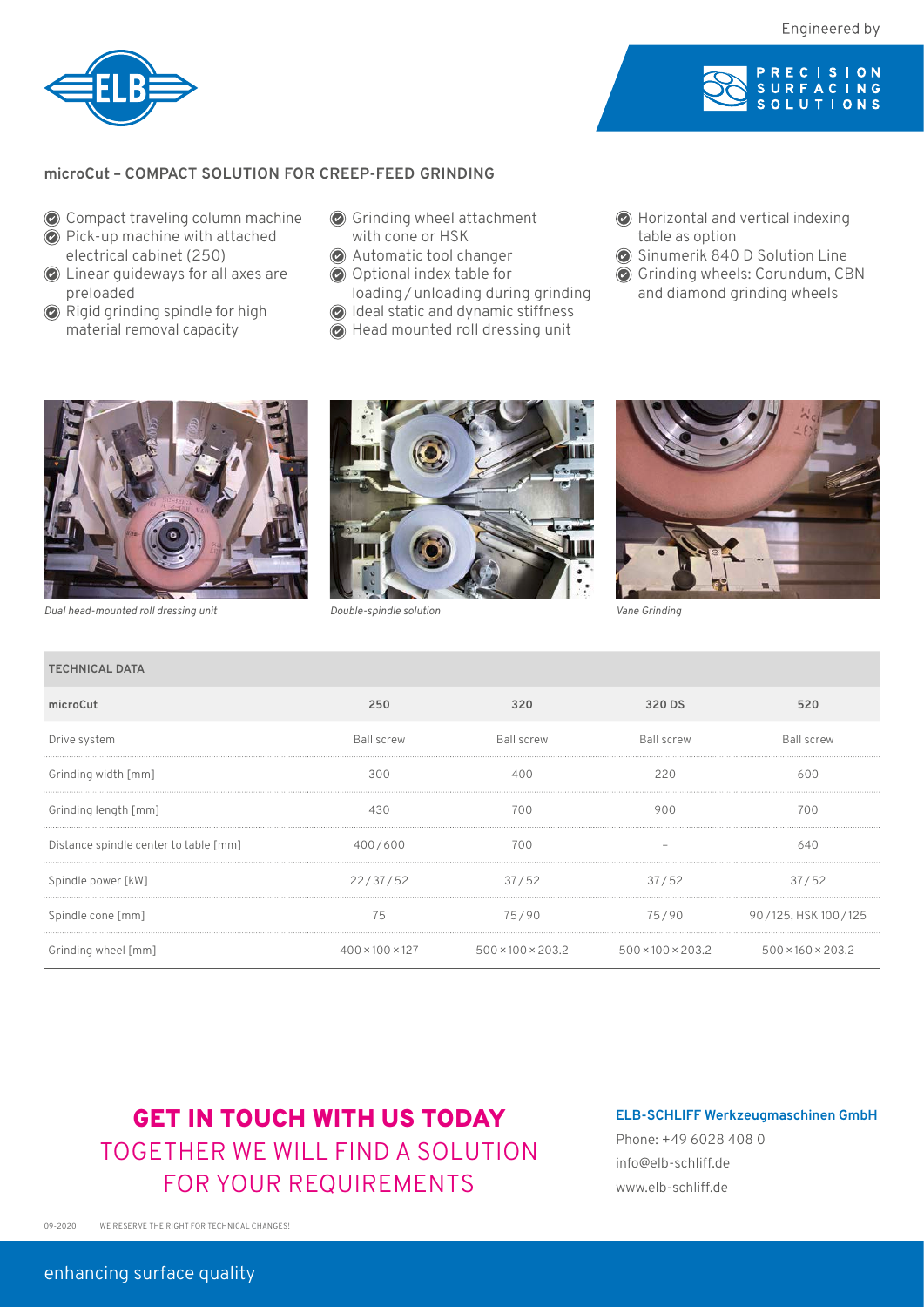## microCut – COMPACT SOLUTION FOR CREEP-FEED GRINDING

- Compact traveling column machine
- Pick-up machine with attached electrical cabinet (250)
- Linear guideways for all axes are preloaded
- Rigid grinding spindle for high material removal capacity
- Grinding wheel attachment with cone or HSK
- Automatic tool changer
- Optional index table for loading / unloading during grinding
- Ideal static and dynamic stiffness
- Head mounted roll dressing unit
- Horizontal and vertical indexing table as option
- Sinumerik 840 D Solution Line
- Grinding wheels: Corundum, CBN and diamond grinding wheels

*Dual head-mounted roll dressing unit*

*Double-spindle solution*

*Vane Grinding*

**TECHNICAL DATA**

| microCut | 250 | 320 | 320 DS | 520 |
|---|---|---|---|---|
| Drive system | Ball screw | Ball screw | Ball screw | Ball screw |
| Grinding width [mm] | 300 | 400 | 220 | 600 |
| Grinding length [mm] | 430 | 700 | 900 | 700 |
| Distance spindle center to table [mm] | 400 / 600 | 700 | – | 640 |
| Spindle power [kW] | 22 / 37 / 52 | 37 / 52 | 37 / 52 | 37 / 52 |
| Spindle cone [mm] | 75 | 75 / 90 | 75 / 90 | 90 / 125, HSK 100 / 125 |
| Grinding wheel [mm] | 400 × 100 × 127 | 500 × 100 × 203.2 | 500 × 100 × 203.2 | 500 × 160 × 203.2 |

## GET IN TOUCH WITH US TODAY
TOGETHER WE WILL FIND A SOLUTION FOR YOUR REQUIREMENTS

**ELB-SCHLIFF Werkzeugmaschinen GmbH**
Phone: +49 6028 408 0
info@elb-schliff.de
www.elb-schliff.de

09-2020 WE RESERVE THE RIGHT FOR TECHNICAL CHANGES!

enhancing surface quality